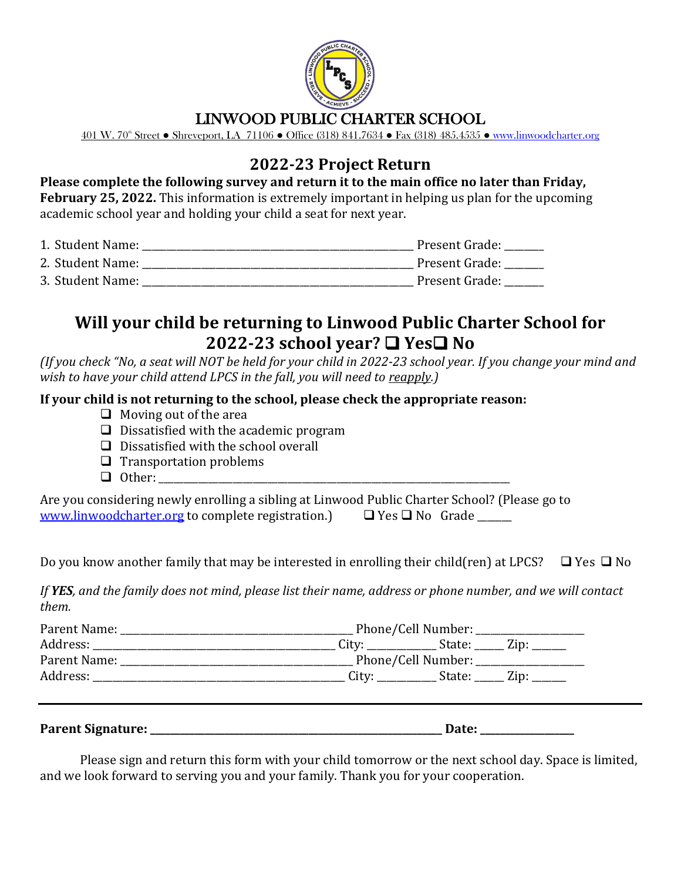# LINWOOD PUBLIC CHARTER SCHOOL

401 W. 70th Street ● Shreveport, LA 71106 ● Office (318) 841.7634 ● Fax (318) 485.4535 ● www.linwoodcharter.org

## 2022-23 Project Return

**Please complete the following survey and return it to the main office no later than Friday, February 25, 2022.** This information is extremely important in helping us plan for the upcoming academic school year and holding your child a seat for next year.

1. Student Name: ______________________________________________ Present Grade: _______
2. Student Name: ______________________________________________ Present Grade: _______
3. Student Name: ______________________________________________ Present Grade: _______

## Will your child be returning to Linwood Public Charter School for 2022-23 school year? ❑ Yes❑ No

*(If you check "No, a seat will NOT be held for your child in 2022-23 school year. If you change your mind and wish to have your child attend LPCS in the fall, you will need to reapply.)*

**If your child is not returning to the school, please check the appropriate reason:**

- ❑ Moving out of the area
- ❑ Dissatisfied with the academic program
- ❑ Dissatisfied with the school overall
- ❑ Transportation problems
- ❑ Other: ____________________________________________________________

Are you considering newly enrolling a sibling at Linwood Public Charter School? (Please go to www.linwoodcharter.org to complete registration.) ❑ Yes ❑ No Grade ______

Do you know another family that may be interested in enrolling their child(ren) at LPCS? ❑ Yes ❑ No

*If **YES**, and the family does not mind, please list their name, address or phone number, and we will contact them.*

Parent Name: ________________________________________ Phone/Cell Number: __________________
Address: ___________________________________________ City: ___________ State: _____ Zip: ______
Parent Name: ________________________________________ Phone/Cell Number: __________________
Address: _____________________________________________ City: __________ State: _____ Zip: ______

---

**Parent Signature: _______________________________________________________ Date: _________________**

Please sign and return this form with your child tomorrow or the next school day. Space is limited, and we look forward to serving you and your family. Thank you for your cooperation.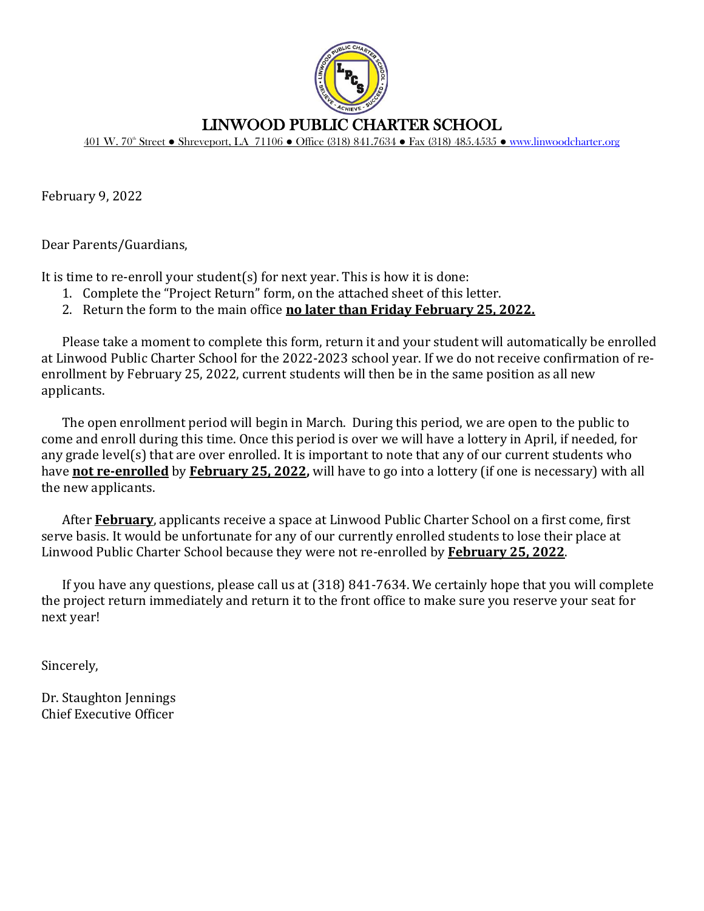# LINWOOD PUBLIC CHARTER SCHOOL

401 W. 70th Street ● Shreveport, LA 71106 ● Office (318) 841.7634 ● Fax (318) 485.4535 ● www.linwoodcharter.org

February 9, 2022

Dear Parents/Guardians,

It is time to re-enroll your student(s) for next year. This is how it is done:

1. Complete the "Project Return" form, on the attached sheet of this letter.
2. Return the form to the main office **no later than Friday February 25, 2022.**

Please take a moment to complete this form, return it and your student will automatically be enrolled at Linwood Public Charter School for the 2022-2023 school year. If we do not receive confirmation of re-enrollment by February 25, 2022, current students will then be in the same position as all new applicants.

The open enrollment period will begin in March. During this period, we are open to the public to come and enroll during this time. Once this period is over we will have a lottery in April, if needed, for any grade level(s) that are over enrolled. It is important to note that any of our current students who have **not re-enrolled** by **February 25, 2022,** will have to go into a lottery (if one is necessary) with all the new applicants.

After **February**, applicants receive a space at Linwood Public Charter School on a first come, first serve basis. It would be unfortunate for any of our currently enrolled students to lose their place at Linwood Public Charter School because they were not re-enrolled by **February 25, 2022**.

If you have any questions, please call us at (318) 841-7634. We certainly hope that you will complete the project return immediately and return it to the front office to make sure you reserve your seat for next year!

Sincerely,

Dr. Staughton Jennings
Chief Executive Officer